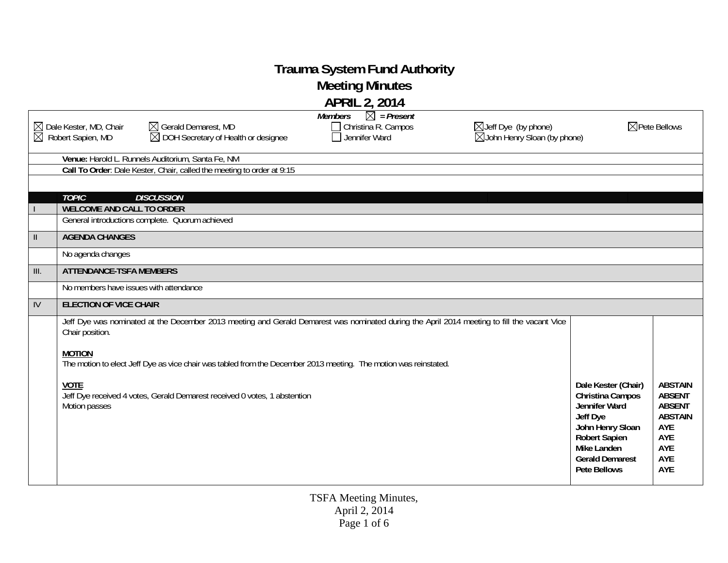# Trauma System Fund Authority
## Meeting Minutes
## APRIL 2, 2014

**Members** ☒ **= Present**

| | | | | |
|---|---|---|---|---|
| ☒ Dale Kester, MD, Chair | ☒ Gerald Demarest, MD | ☐ Christina R. Campos | ☒ Jeff Dye (by phone) | ☒ Pete Bellows |
| ☒ Robert Sapien, MD | ☒ DOH Secretary of Health or designee | ☐ Jennifer Ward | ☒ John Henry Sloan (by phone) | |

**Venue:** Harold L. Runnels Auditorium, Santa Fe, NM

**Call To Order**: Dale Kester, Chair, called the meeting to order at 9:15

| | TOPIC / DISCUSSION | | |
|---|---|---|---|
| I | **WELCOME AND CALL TO ORDER** | | |
| | General introductions complete. Quorum achieved | | |
| II | **AGENDA CHANGES** | | |
| | No agenda changes | | |
| III. | **ATTENDANCE-TSFA MEMBERS** | | |
| | No members have issues with attendance | | |
| IV | **ELECTION OF VICE CHAIR** | | |
| | Jeff Dye was nominated at the December 2013 meeting and Gerald Demarest was nominated during the April 2014 meeting to fill the vacant Vice Chair position.<br><br>**MOTION**<br>The motion to elect Jeff Dye as vice chair was tabled from the December 2013 meeting. The motion was reinstated.<br><br>**VOTE**<br>Jeff Dye received 4 votes, Gerald Demarest received 0 votes, 1 abstention<br>Motion passes | **Dale Kester (Chair)**<br>**Christina Campos**<br>**Jennifer Ward**<br>**Jeff Dye**<br>**John Henry Sloan**<br>**Robert Sapien**<br>**Mike Landen**<br>**Gerald Demarest**<br>**Pete Bellows** | **ABSTAIN**<br>**ABSENT**<br>**ABSENT**<br>**ABSTAIN**<br>**AYE**<br>**AYE**<br>**AYE**<br>**AYE**<br>**AYE** |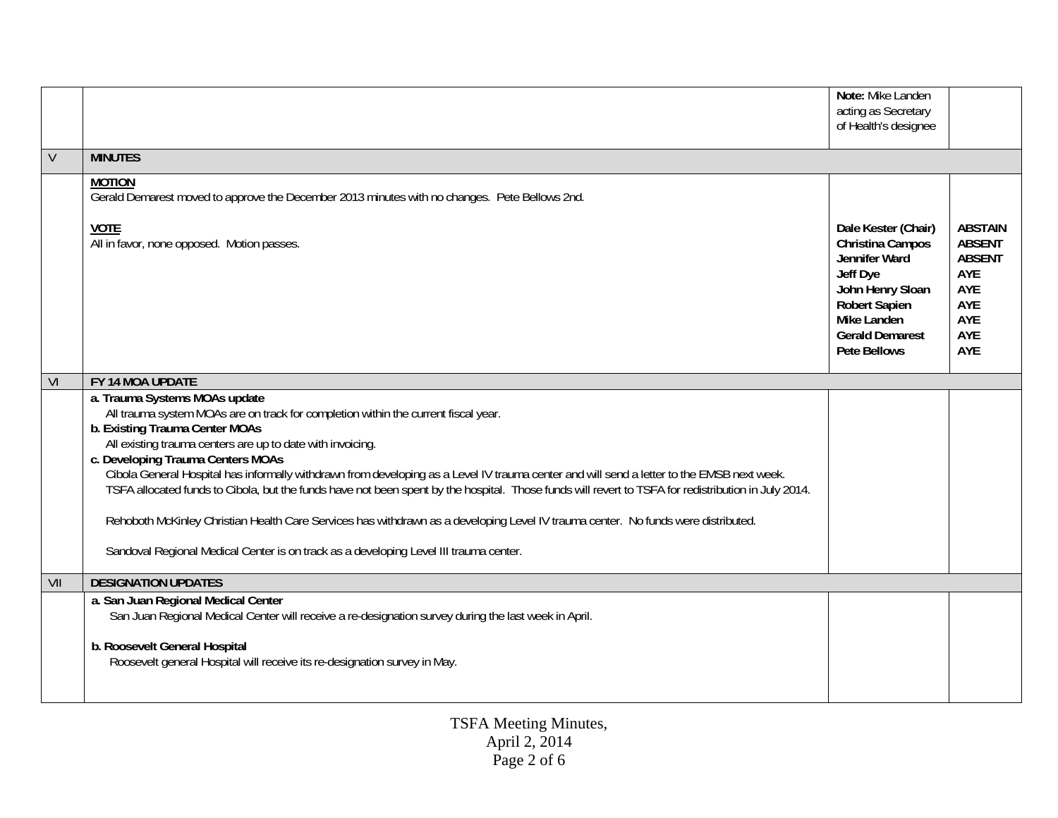| | | | |
|---|---|---|---|
| | | **Note:** Mike Landen acting as Secretary of Health's designee | |
| V | **MINUTES** | | |
| | **MOTION**<br>Gerald Demarest moved to approve the December 2013 minutes with no changes. Pete Bellows 2nd.<br><br>**VOTE**<br>All in favor, none opposed. Motion passes. | **Dale Kester (Chair)**<br>**Christina Campos**<br>**Jennifer Ward**<br>**Jeff Dye**<br>**John Henry Sloan**<br>**Robert Sapien**<br>**Mike Landen**<br>**Gerald Demarest**<br>**Pete Bellows** | **ABSTAIN**<br>**ABSENT**<br>**ABSENT**<br>**AYE**<br>**AYE**<br>**AYE**<br>**AYE**<br>**AYE**<br>**AYE** |
| VI | **FY 14 MOA UPDATE** | | |
| | **a. Trauma Systems MOAs update**<br>All trauma system MOAs are on track for completion within the current fiscal year.<br>**b. Existing Trauma Center MOAs**<br>All existing trauma centers are up to date with invoicing.<br>**c. Developing Trauma Centers MOAs**<br>Cibola General Hospital has informally withdrawn from developing as a Level IV trauma center and will send a letter to the EMSB next week. TSFA allocated funds to Cibola, but the funds have not been spent by the hospital. Those funds will revert to TSFA for redistribution in July 2014.<br><br>Rehoboth McKinley Christian Health Care Services has withdrawn as a developing Level IV trauma center. No funds were distributed.<br><br>Sandoval Regional Medical Center is on track as a developing Level III trauma center. | | |
| VII | **DESIGNATION UPDATES** | | |
| | **a. San Juan Regional Medical Center**<br>San Juan Regional Medical Center will receive a re-designation survey during the last week in April.<br><br>**b. Roosevelt General Hospital**<br>Roosevelt general Hospital will receive its re-designation survey in May. | | |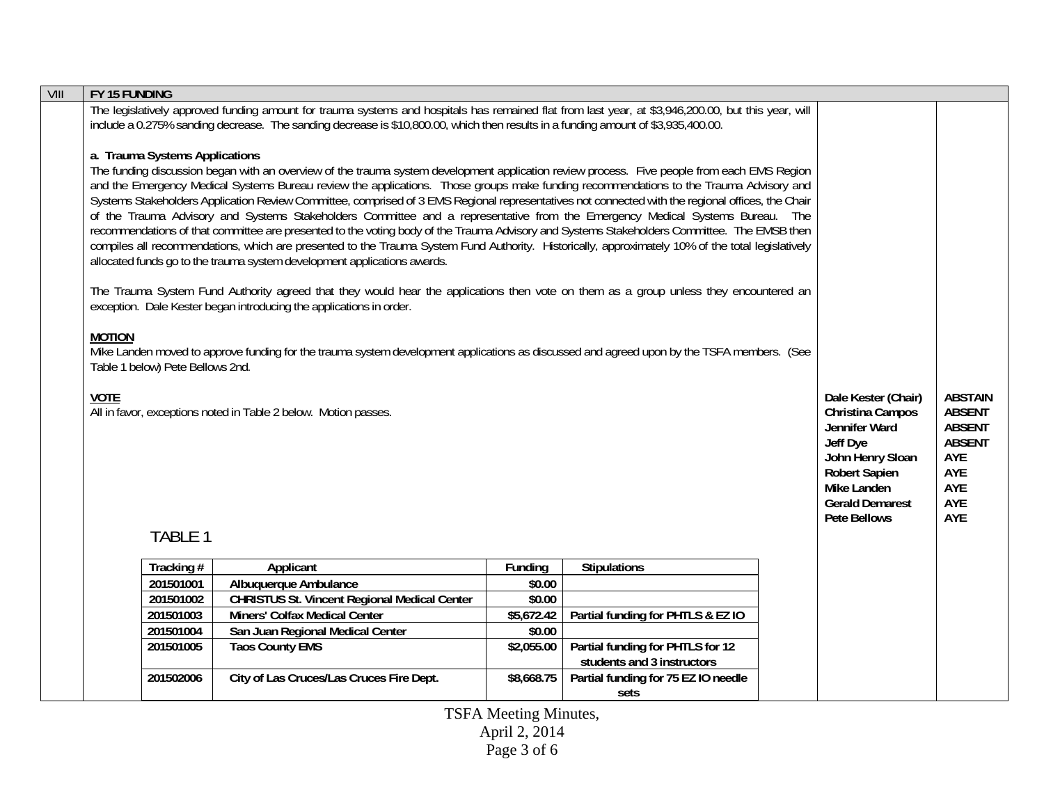## VIII FY 15 FUNDING

The legislatively approved funding amount for trauma systems and hospitals has remained flat from last year, at $3,946,200.00, but this year, will include a 0.275% sanding decrease. The sanding decrease is $10,800.00, which then results in a funding amount of $3,935,400.00.

**a. Trauma Systems Applications**

The funding discussion began with an overview of the trauma system development application review process. Five people from each EMS Region and the Emergency Medical Systems Bureau review the applications. Those groups make funding recommendations to the Trauma Advisory and Systems Stakeholders Application Review Committee, comprised of 3 EMS Regional representatives not connected with the regional offices, the Chair of the Trauma Advisory and Systems Stakeholders Committee and a representative from the Emergency Medical Systems Bureau. The recommendations of that committee are presented to the voting body of the Trauma Advisory and Systems Stakeholders Committee. The EMSB then compiles all recommendations, which are presented to the Trauma System Fund Authority. Historically, approximately 10% of the total legislatively allocated funds go to the trauma system development applications awards.

The Trauma System Fund Authority agreed that they would hear the applications then vote on them as a group unless they encountered an exception. Dale Kester began introducing the applications in order.

**MOTION**

Mike Landen moved to approve funding for the trauma system development applications as discussed and agreed upon by the TSFA members. (See Table 1 below) Pete Bellows 2nd.

**VOTE**

All in favor, exceptions noted in Table 2 below. Motion passes.

| Member | Vote |
|---|---|
| Dale Kester (Chair) | ABSTAIN |
| Christina Campos | ABSENT |
| Jennifer Ward | ABSENT |
| Jeff Dye | ABSENT |
| John Henry Sloan | AYE |
| Robert Sapien | AYE |
| Mike Landen | AYE |
| Gerald Demarest | AYE |
| Pete Bellows | AYE |

TABLE 1

| Tracking # | Applicant | Funding | Stipulations |
|---|---|---|---|
| 201501001 | Albuquerque Ambulance | $0.00 | |
| 201501002 | CHRISTUS St. Vincent Regional Medical Center | $0.00 | |
| 201501003 | Miners' Colfax Medical Center | $5,672.42 | Partial funding for PHTLS & EZ IO |
| 201501004 | San Juan Regional Medical Center | $0.00 | |
| 201501005 | Taos County EMS | $2,055.00 | Partial funding for PHTLS for 12 students and 3 instructors |
| 201502006 | City of Las Cruces/Las Cruces Fire Dept. | $8,668.75 | Partial funding for 75 EZ IO needle sets |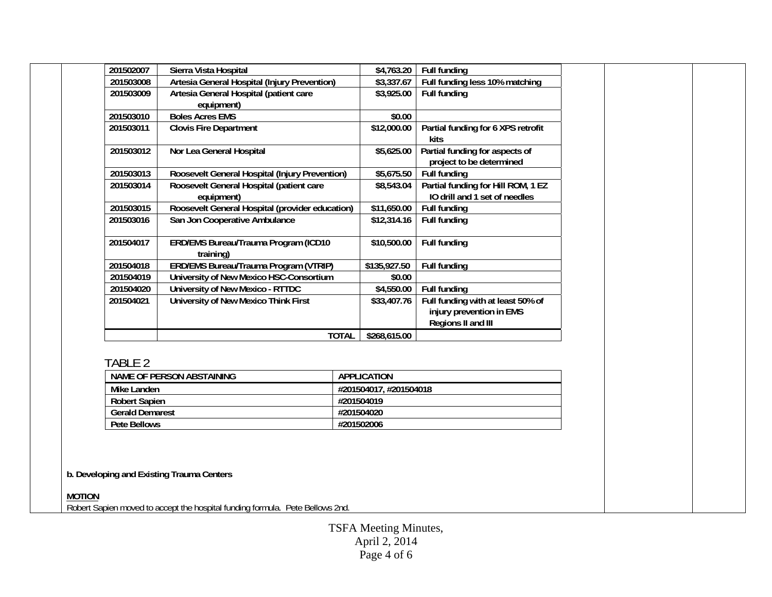| | | | |
|---|---|---|---|
| 201502007 | Sierra Vista Hospital | $4,763.20 | Full funding |
| 201503008 | Artesia General Hospital (Injury Prevention) | $3,337.67 | Full funding less 10% matching |
| 201503009 | Artesia General Hospital (patient care equipment) | $3,925.00 | Full funding |
| 201503010 | Boles Acres EMS | $0.00 | |
| 201503011 | Clovis Fire Department | $12,000.00 | Partial funding for 6 XPS retrofit kits |
| 201503012 | Nor Lea General Hospital | $5,625.00 | Partial funding for aspects of project to be determined |
| 201503013 | Roosevelt General Hospital (Injury Prevention) | $5,675.50 | Full funding |
| 201503014 | Roosevelt General Hospital (patient care equipment) | $8,543.04 | Partial funding for Hill ROM, 1 EZ IO drill and 1 set of needles |
| 201503015 | Roosevelt General Hospital (provider education) | $11,650.00 | Full funding |
| 201503016 | San Jon Cooperative Ambulance | $12,314.16 | Full funding |
| 201504017 | ERD/EMS Bureau/Trauma Program (ICD10 training) | $10,500.00 | Full funding |
| 201504018 | ERD/EMS Bureau/Trauma Program (VTRIP) | $135,927.50 | Full funding |
| 201504019 | University of New Mexico HSC-Consortium | $0.00 | |
| 201504020 | University of New Mexico - RTTDC | $4,550.00 | Full funding |
| 201504021 | University of New Mexico Think First | $33,407.76 | Full funding with at least 50% of injury prevention in EMS Regions II and III |
| | TOTAL | $268,615.00 | |

TABLE 2

| NAME OF PERSON ABSTAINING | APPLICATION |
|---|---|
| Mike Landen | #201504017, #201504018 |
| Robert Sapien | #201504019 |
| Gerald Demarest | #201504020 |
| Pete Bellows | #201502006 |

**b. Developing and Existing Trauma Centers**

**MOTION**

Robert Sapien moved to accept the hospital funding formula. Pete Bellows 2nd.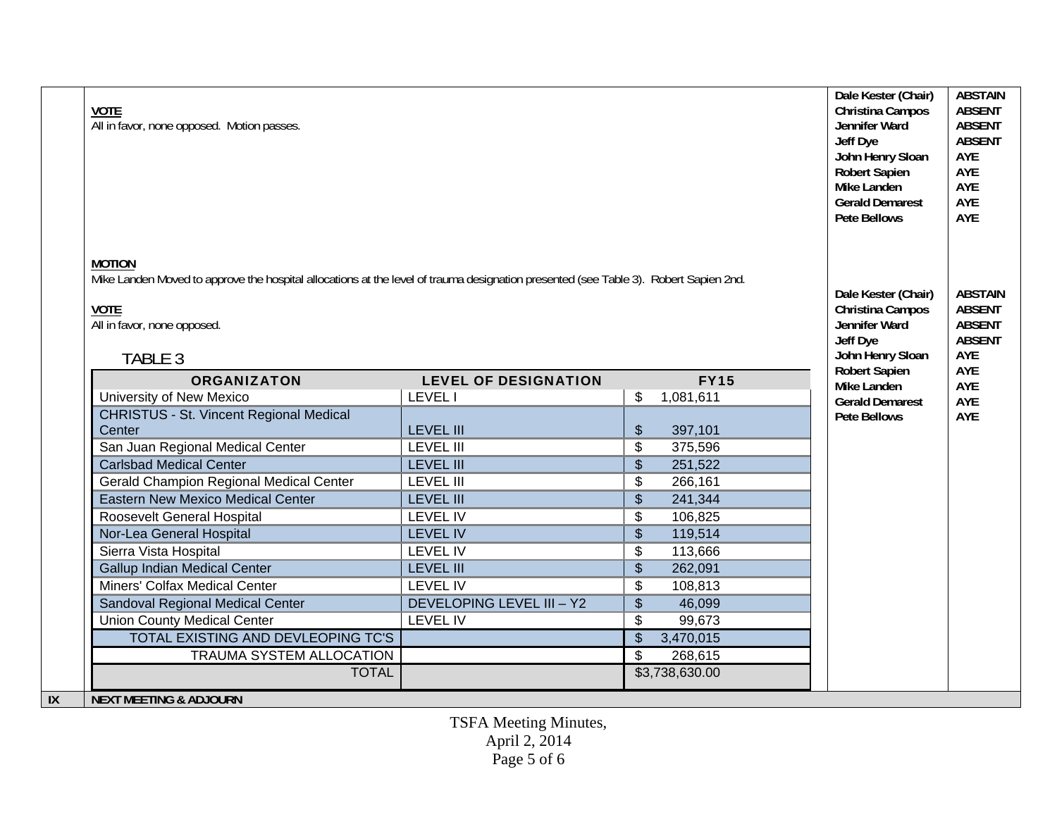**VOTE**

All in favor, none opposed. Motion passes.

| Member | Vote |
|---|---|
| Dale Kester (Chair) | ABSTAIN |
| Christina Campos | ABSENT |
| Jennifer Ward | ABSENT |
| Jeff Dye | ABSENT |
| John Henry Sloan | AYE |
| Robert Sapien | AYE |
| Mike Landen | AYE |
| Gerald Demarest | AYE |
| Pete Bellows | AYE |

**MOTION**

Mike Landen Moved to approve the hospital allocations at the level of trauma designation presented (see Table 3). Robert Sapien 2nd.

**VOTE**

All in favor, none opposed.

| Member | Vote |
|---|---|
| Dale Kester (Chair) | ABSTAIN |
| Christina Campos | ABSENT |
| Jennifer Ward | ABSENT |
| Jeff Dye | ABSENT |
| John Henry Sloan | AYE |
| Robert Sapien | AYE |
| Mike Landen | AYE |
| Gerald Demarest | AYE |
| Pete Bellows | AYE |

TABLE 3

| ORGANIZATON | LEVEL OF DESIGNATION | FY15 |
|---|---|---|
| University of New Mexico | LEVEL I | $ 1,081,611 |
| CHRISTUS - St. Vincent Regional Medical Center | LEVEL III | $ 397,101 |
| San Juan Regional Medical Center | LEVEL III | $ 375,596 |
| Carlsbad Medical Center | LEVEL III | $ 251,522 |
| Gerald Champion Regional Medical Center | LEVEL III | $ 266,161 |
| Eastern New Mexico Medical Center | LEVEL III | $ 241,344 |
| Roosevelt General Hospital | LEVEL IV | $ 106,825 |
| Nor-Lea General Hospital | LEVEL IV | $ 119,514 |
| Sierra Vista Hospital | LEVEL IV | $ 113,666 |
| Gallup Indian Medical Center | LEVEL III | $ 262,091 |
| Miners' Colfax Medical Center | LEVEL IV | $ 108,813 |
| Sandoval Regional Medical Center | DEVELOPING LEVEL III – Y2 | $ 46,099 |
| Union County Medical Center | LEVEL IV | $ 99,673 |
| TOTAL EXISTING AND DEVLEOPING TC'S | | $ 3,470,015 |
| TRAUMA SYSTEM ALLOCATION | | $ 268,615 |
| TOTAL | | $3,738,630.00 |

**IX NEXT MEETING & ADJOURN**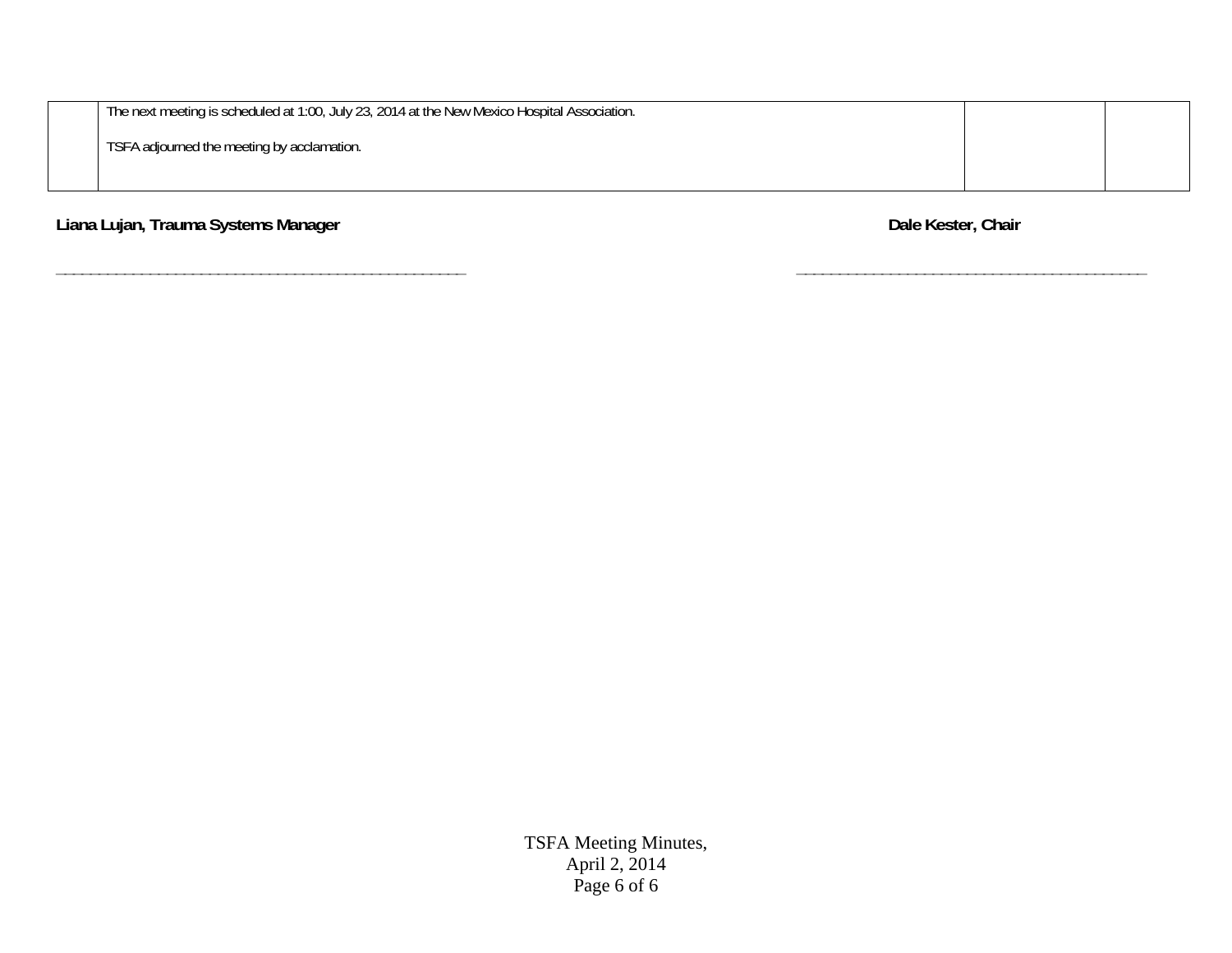| | | | |
|---|---|---|---|
| | The next meeting is scheduled at 1:00, July 23, 2014 at the New Mexico Hospital Association.<br><br>TSFA adjourned the meeting by acclamation. | | |

**Liana Lujan, Trauma Systems Manager** **Dale Kester, Chair**

\_\_\_\_\_\_\_\_\_\_\_\_\_\_\_\_\_\_\_\_\_\_\_\_\_\_\_\_\_\_\_\_\_\_\_\_\_\_\_\_\_\_\_\_\_\_\_\_ \_\_\_\_\_\_\_\_\_\_\_\_\_\_\_\_\_\_\_\_\_\_\_\_\_\_\_\_\_\_\_\_\_\_\_\_\_\_\_\_\_\_\_\_\_\_\_\_